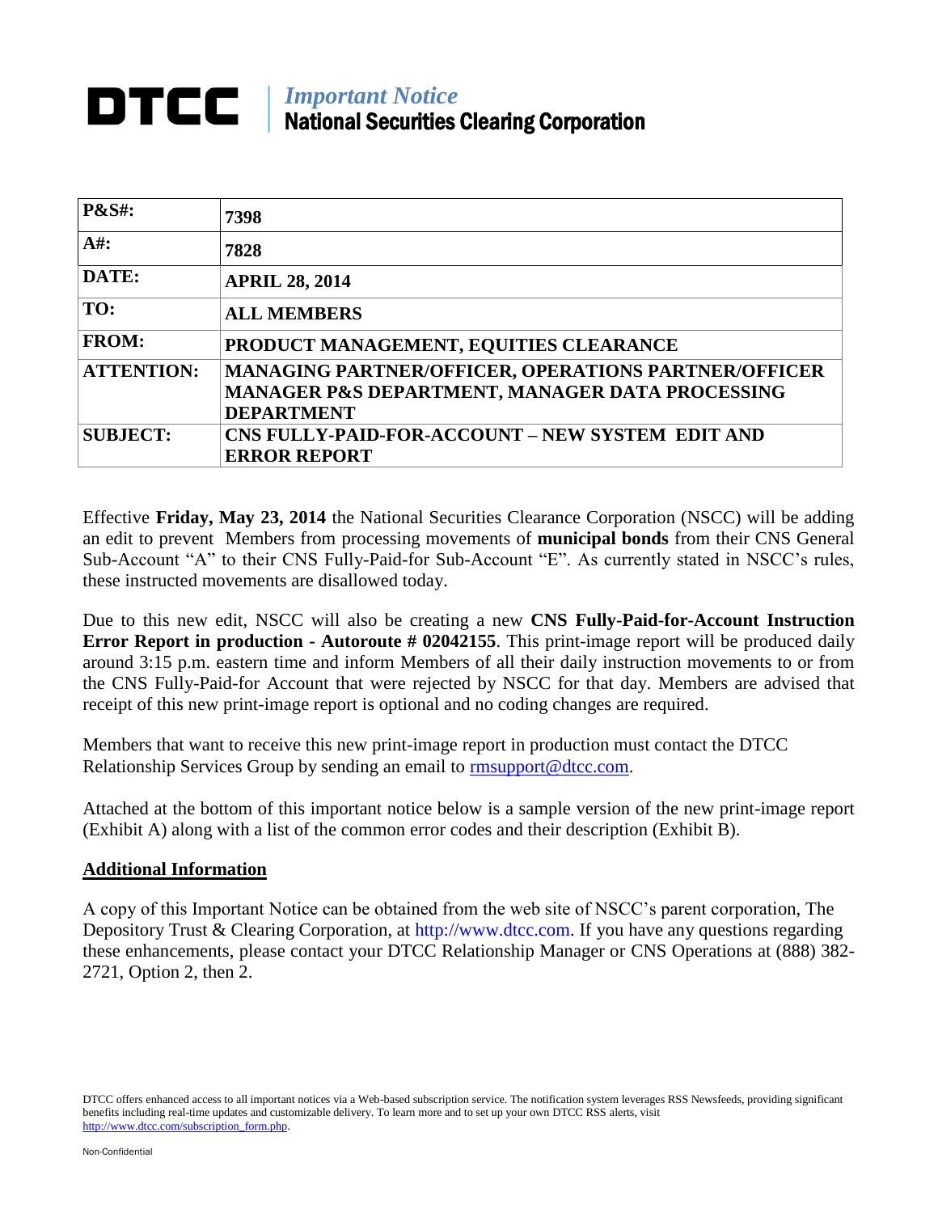# DTCC

*Important Notice*

**National Securities Clearing Corporation**

| | |
|---|---|
| **P&S#:** | **7398** |
| **A#:** | **7828** |
| **DATE:** | **APRIL 28, 2014** |
| **TO:** | **ALL MEMBERS** |
| **FROM:** | **PRODUCT MANAGEMENT, EQUITIES CLEARANCE** |
| **ATTENTION:** | **MANAGING PARTNER/OFFICER, OPERATIONS PARTNER/OFFICER MANAGER P&S DEPARTMENT, MANAGER DATA PROCESSING DEPARTMENT** |
| **SUBJECT:** | **CNS FULLY-PAID-FOR-ACCOUNT – NEW SYSTEM EDIT AND ERROR REPORT** |

Effective **Friday, May 23, 2014** the National Securities Clearance Corporation (NSCC) will be adding an edit to prevent Members from processing movements of **municipal bonds** from their CNS General Sub-Account "A" to their CNS Fully-Paid-for Sub-Account "E". As currently stated in NSCC's rules, these instructed movements are disallowed today.

Due to this new edit, NSCC will also be creating a new **CNS Fully-Paid-for-Account Instruction Error Report in production - Autoroute # 02042155**. This print-image report will be produced daily around 3:15 p.m. eastern time and inform Members of all their daily instruction movements to or from the CNS Fully-Paid-for Account that were rejected by NSCC for that day. Members are advised that receipt of this new print-image report is optional and no coding changes are required.

Members that want to receive this new print-image report in production must contact the DTCC Relationship Services Group by sending an email to rmsupport@dtcc.com.

Attached at the bottom of this important notice below is a sample version of the new print-image report (Exhibit A) along with a list of the common error codes and their description (Exhibit B).

## Additional Information

A copy of this Important Notice can be obtained from the web site of NSCC's parent corporation, The Depository Trust & Clearing Corporation, at http://www.dtcc.com. If you have any questions regarding these enhancements, please contact your DTCC Relationship Manager or CNS Operations at (888) 382-2721, Option 2, then 2.

DTCC offers enhanced access to all important notices via a Web-based subscription service. The notification system leverages RSS Newsfeeds, providing significant benefits including real-time updates and customizable delivery. To learn more and to set up your own DTCC RSS alerts, visit http://www.dtcc.com/subscription_form.php.

Non-Confidential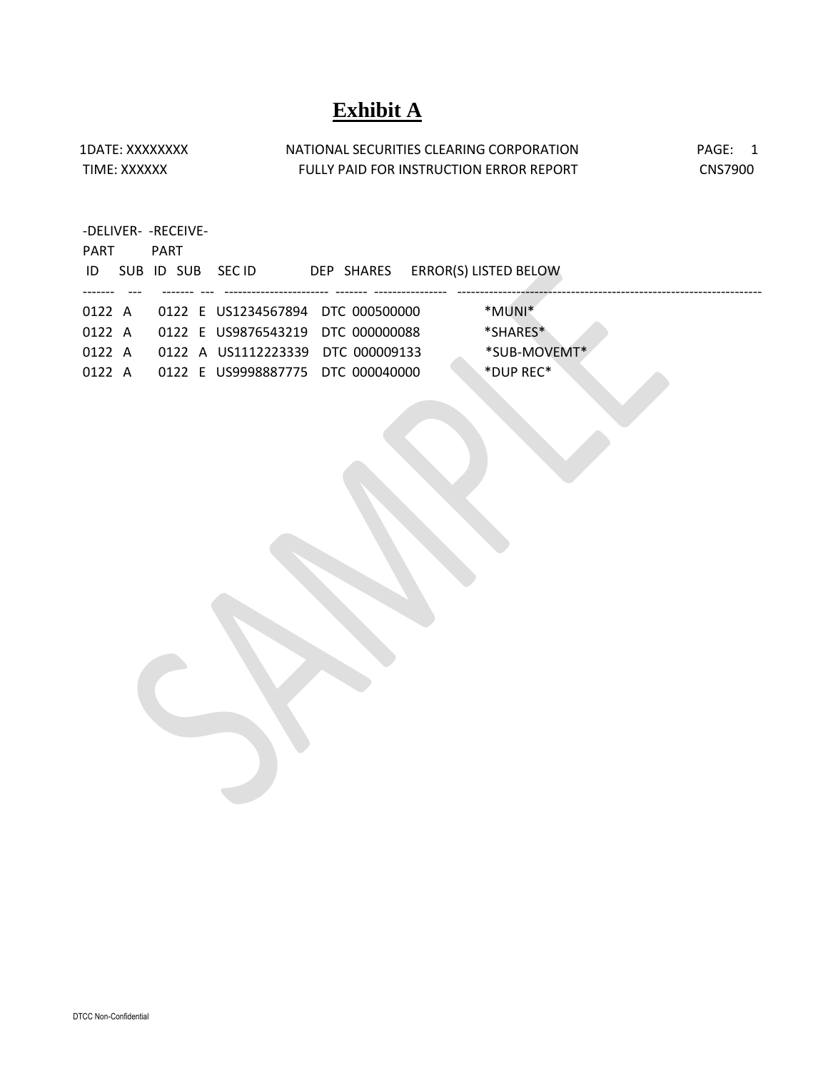# Exhibit A

1DATE: XXXXXXXX NATIONAL SECURITIES CLEARING CORPORATION PAGE: 1

TIME: XXXXXX FULLY PAID FOR INSTRUCTION ERROR REPORT CNS7900

| -DELIVER- PART ID | SUB | -RECEIVE- PART ID | SUB | SEC ID | DEP | SHARES | ERROR(S) LISTED BELOW |
|---|---|---|---|---|---|---|---|
| 0122 | A | 0122 | E | US1234567894 | DTC | 000500000 | *MUNI* |
| 0122 | A | 0122 | E | US9876543219 | DTC | 000000088 | *SHARES* |
| 0122 | A | 0122 | A | US1112223339 | DTC | 000009133 | *SUB-MOVEMT* |
| 0122 | A | 0122 | E | US9998887775 | DTC | 000040000 | *DUP REC* |

SAMPLE

DTCC Non-Confidential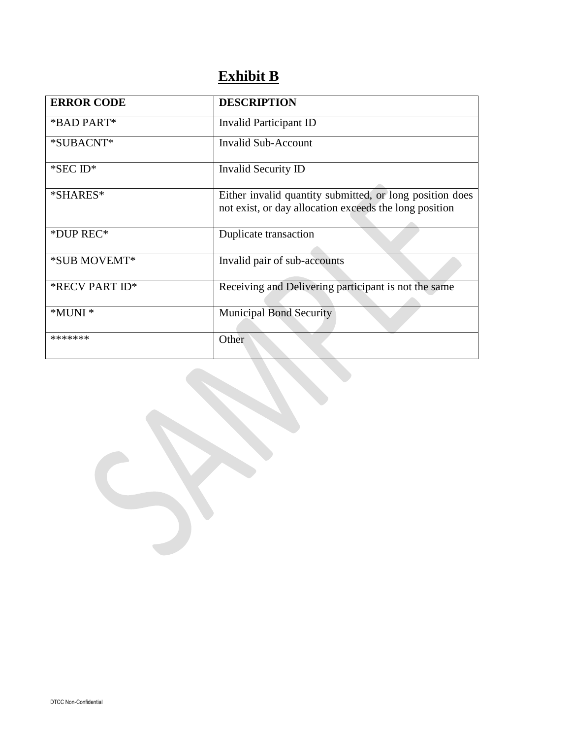# Exhibit B

| ERROR CODE | DESCRIPTION |
| --- | --- |
| *BAD PART* | Invalid Participant ID |
| *SUBACNT* | Invalid Sub-Account |
| *SEC ID* | Invalid Security ID |
| *SHARES* | Either invalid quantity submitted, or long position does not exist, or day allocation exceeds the long position |
| *DUP REC* | Duplicate transaction |
| *SUB MOVEMT* | Invalid pair of sub-accounts |
| *RECV PART ID* | Receiving and Delivering participant is not the same |
| *MUNI * | Municipal Bond Security |
| ******* | Other |